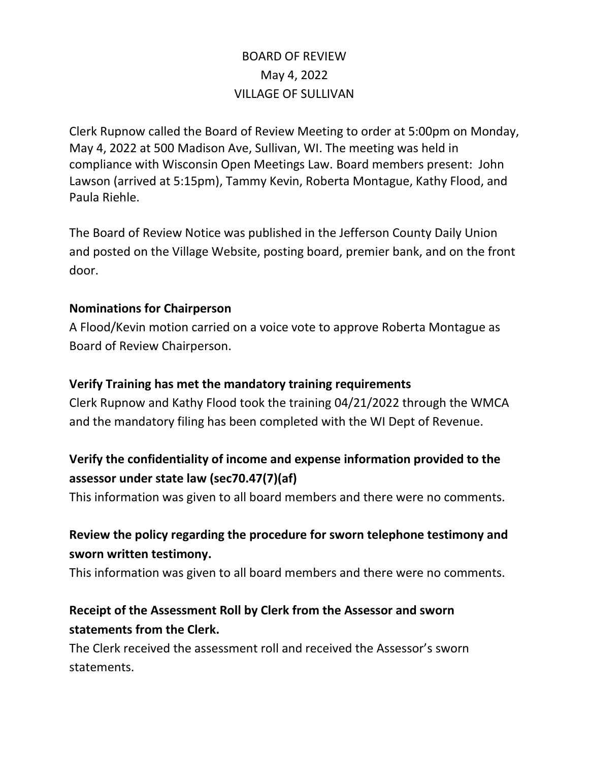# BOARD OF REVIEW
# May 4, 2022
# VILLAGE OF SULLIVAN

Clerk Rupnow called the Board of Review Meeting to order at 5:00pm on Monday, May 4, 2022 at 500 Madison Ave, Sullivan, WI. The meeting was held in compliance with Wisconsin Open Meetings Law. Board members present: John Lawson (arrived at 5:15pm), Tammy Kevin, Roberta Montague, Kathy Flood, and Paula Riehle.

The Board of Review Notice was published in the Jefferson County Daily Union and posted on the Village Website, posting board, premier bank, and on the front door.

**Nominations for Chairperson**

A Flood/Kevin motion carried on a voice vote to approve Roberta Montague as Board of Review Chairperson.

**Verify Training has met the mandatory training requirements**

Clerk Rupnow and Kathy Flood took the training 04/21/2022 through the WMCA and the mandatory filing has been completed with the WI Dept of Revenue.

**Verify the confidentiality of income and expense information provided to the assessor under state law (sec70.47(7)(af)**

This information was given to all board members and there were no comments.

**Review the policy regarding the procedure for sworn telephone testimony and sworn written testimony.**

This information was given to all board members and there were no comments.

**Receipt of the Assessment Roll by Clerk from the Assessor and sworn statements from the Clerk.**

The Clerk received the assessment roll and received the Assessor's sworn statements.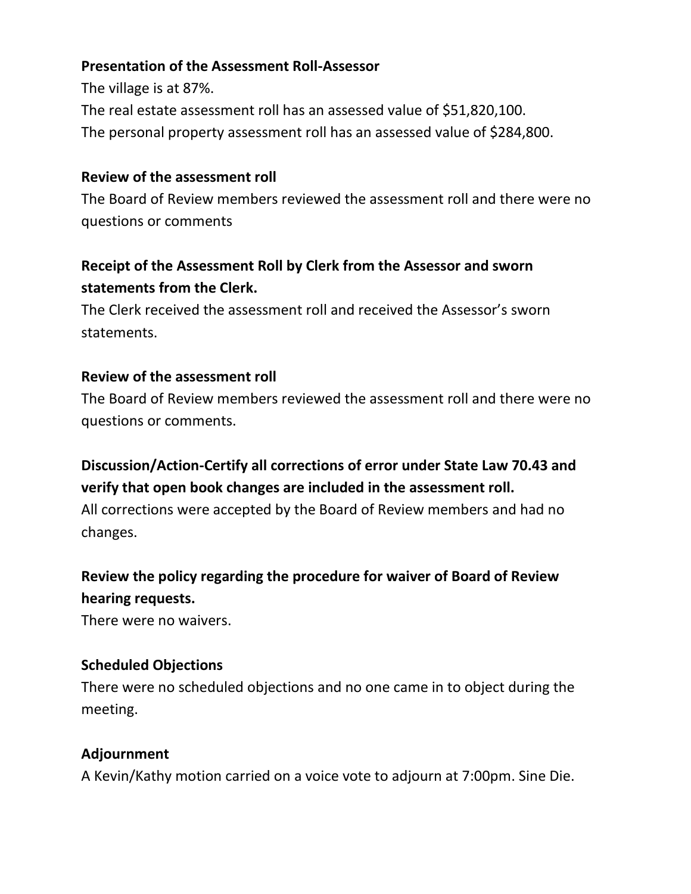**Presentation of the Assessment Roll-Assessor**

The village is at 87%.

The real estate assessment roll has an assessed value of $51,820,100.

The personal property assessment roll has an assessed value of $284,800.

**Review of the assessment roll**

The Board of Review members reviewed the assessment roll and there were no questions or comments

**Receipt of the Assessment Roll by Clerk from the Assessor and sworn statements from the Clerk.**

The Clerk received the assessment roll and received the Assessor's sworn statements.

**Review of the assessment roll**

The Board of Review members reviewed the assessment roll and there were no questions or comments.

**Discussion/Action-Certify all corrections of error under State Law 70.43 and verify that open book changes are included in the assessment roll.**

All corrections were accepted by the Board of Review members and had no changes.

**Review the policy regarding the procedure for waiver of Board of Review hearing requests.**

There were no waivers.

**Scheduled Objections**

There were no scheduled objections and no one came in to object during the meeting.

**Adjournment**

A Kevin/Kathy motion carried on a voice vote to adjourn at 7:00pm. Sine Die.